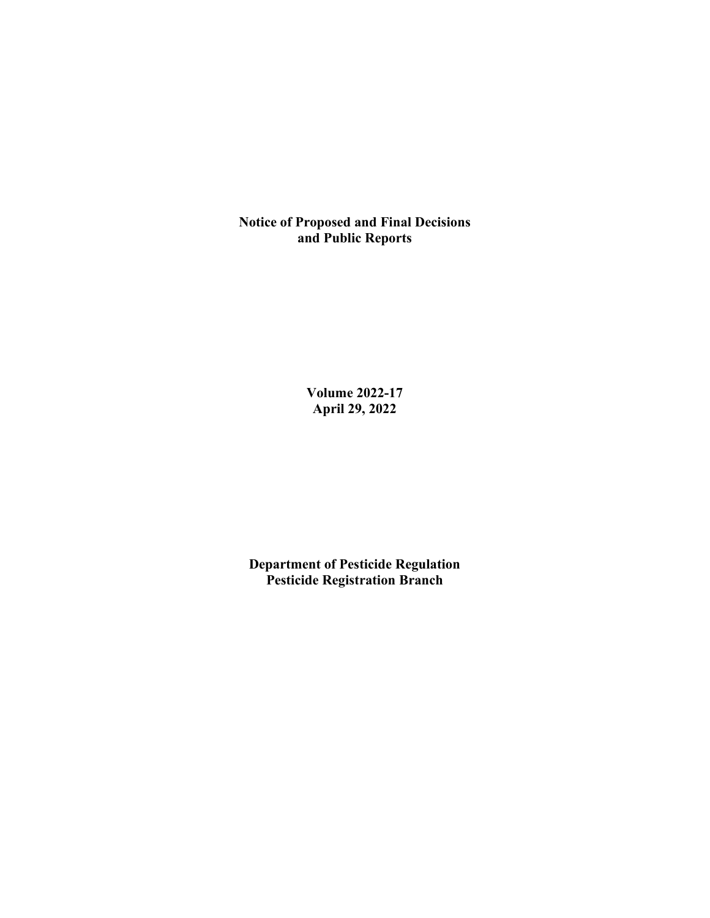# Notice of Proposed and Final Decisions and Public Reports

**Volume 2022-17**
**April 29, 2022**

**Department of Pesticide Regulation**
**Pesticide Registration Branch**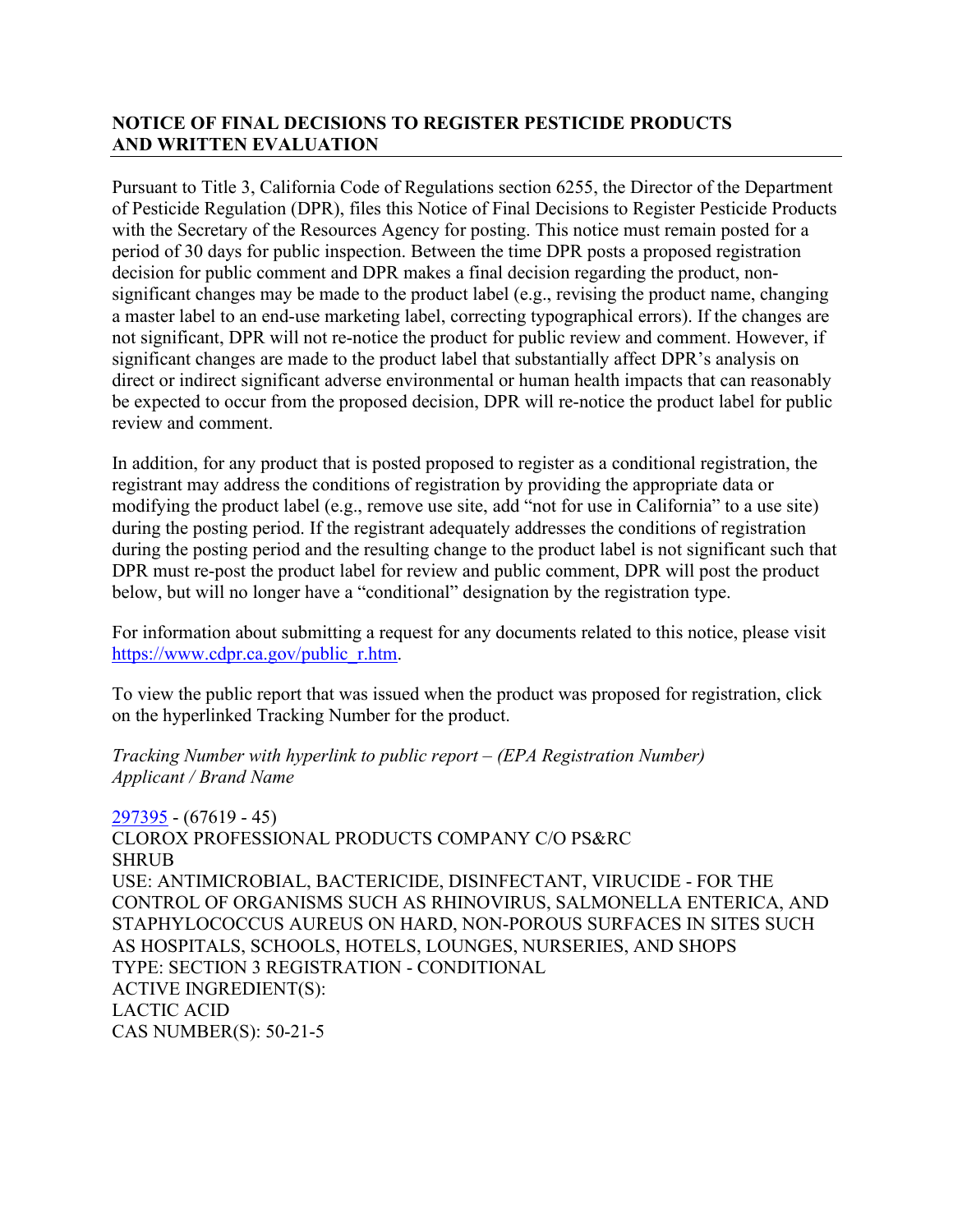**NOTICE OF FINAL DECISIONS TO REGISTER PESTICIDE PRODUCTS AND WRITTEN EVALUATION**

Pursuant to Title 3, California Code of Regulations section 6255, the Director of the Department of Pesticide Regulation (DPR), files this Notice of Final Decisions to Register Pesticide Products with the Secretary of the Resources Agency for posting. This notice must remain posted for a period of 30 days for public inspection. Between the time DPR posts a proposed registration decision for public comment and DPR makes a final decision regarding the product, non-significant changes may be made to the product label (e.g., revising the product name, changing a master label to an end-use marketing label, correcting typographical errors). If the changes are not significant, DPR will not re-notice the product for public review and comment. However, if significant changes are made to the product label that substantially affect DPR's analysis on direct or indirect significant adverse environmental or human health impacts that can reasonably be expected to occur from the proposed decision, DPR will re-notice the product label for public review and comment.

In addition, for any product that is posted proposed to register as a conditional registration, the registrant may address the conditions of registration by providing the appropriate data or modifying the product label (e.g., remove use site, add "not for use in California" to a use site) during the posting period. If the registrant adequately addresses the conditions of registration during the posting period and the resulting change to the product label is not significant such that DPR must re-post the product label for review and public comment, DPR will post the product below, but will no longer have a "conditional" designation by the registration type.

For information about submitting a request for any documents related to this notice, please visit https://www.cdpr.ca.gov/public_r.htm.

To view the public report that was issued when the product was proposed for registration, click on the hyperlinked Tracking Number for the product.

*Tracking Number with hyperlink to public report – (EPA Registration Number)*
*Applicant / Brand Name*

297395 - (67619 - 45)
CLOROX PROFESSIONAL PRODUCTS COMPANY C/O PS&RC
SHRUB
USE: ANTIMICROBIAL, BACTERICIDE, DISINFECTANT, VIRUCIDE - FOR THE CONTROL OF ORGANISMS SUCH AS RHINOVIRUS, SALMONELLA ENTERICA, AND STAPHYLOCOCCUS AUREUS ON HARD, NON-POROUS SURFACES IN SITES SUCH AS HOSPITALS, SCHOOLS, HOTELS, LOUNGES, NURSERIES, AND SHOPS
TYPE: SECTION 3 REGISTRATION - CONDITIONAL
ACTIVE INGREDIENT(S):
LACTIC ACID
CAS NUMBER(S): 50-21-5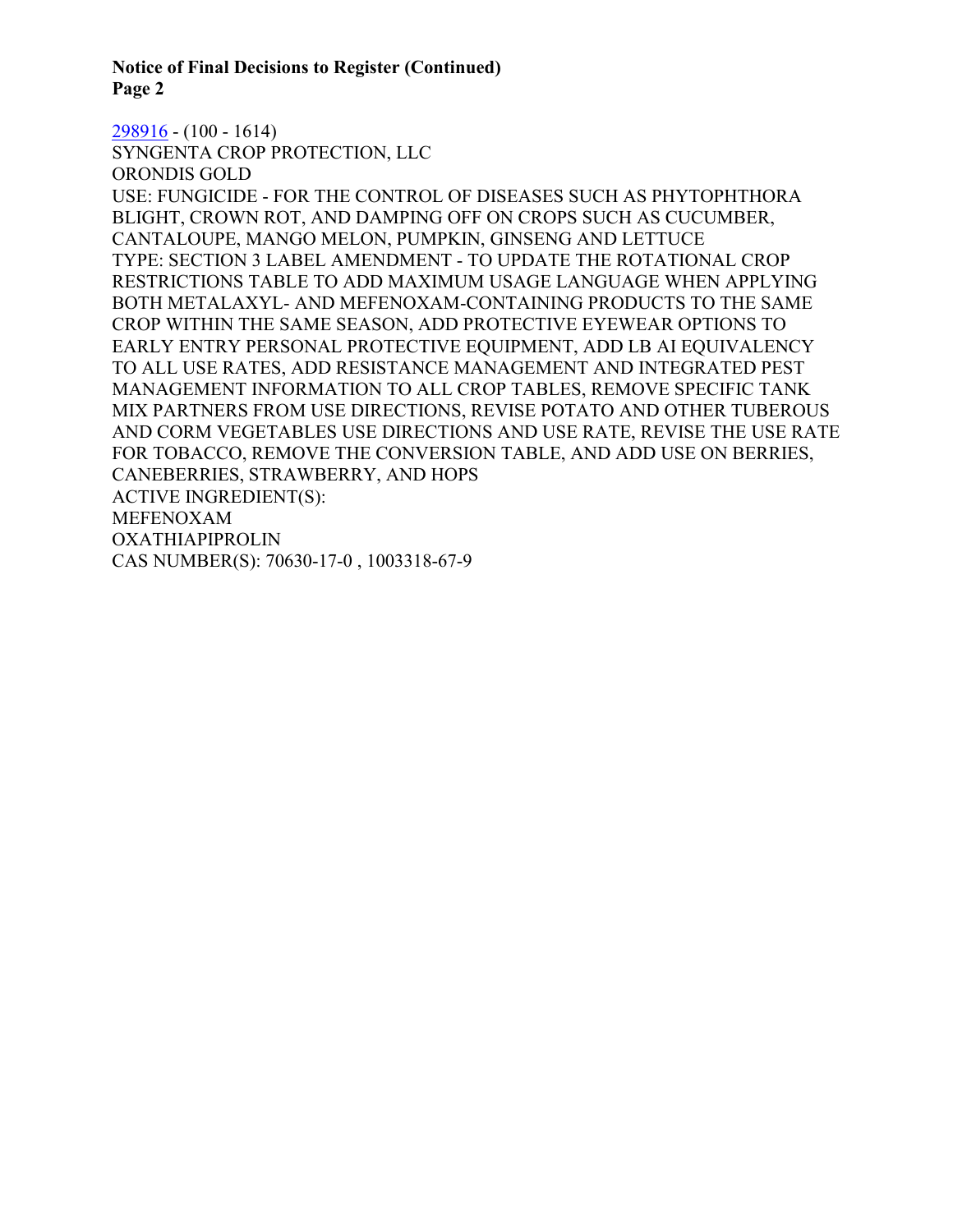298916 - (100 - 1614)
SYNGENTA CROP PROTECTION, LLC
ORONDIS GOLD
USE: FUNGICIDE - FOR THE CONTROL OF DISEASES SUCH AS PHYTOPHTHORA BLIGHT, CROWN ROT, AND DAMPING OFF ON CROPS SUCH AS CUCUMBER, CANTALOUPE, MANGO MELON, PUMPKIN, GINSENG AND LETTUCE
TYPE: SECTION 3 LABEL AMENDMENT - TO UPDATE THE ROTATIONAL CROP RESTRICTIONS TABLE TO ADD MAXIMUM USAGE LANGUAGE WHEN APPLYING BOTH METALAXYL- AND MEFENOXAM-CONTAINING PRODUCTS TO THE SAME CROP WITHIN THE SAME SEASON, ADD PROTECTIVE EYEWEAR OPTIONS TO EARLY ENTRY PERSONAL PROTECTIVE EQUIPMENT, ADD LB AI EQUIVALENCY TO ALL USE RATES, ADD RESISTANCE MANAGEMENT AND INTEGRATED PEST MANAGEMENT INFORMATION TO ALL CROP TABLES, REMOVE SPECIFIC TANK MIX PARTNERS FROM USE DIRECTIONS, REVISE POTATO AND OTHER TUBEROUS AND CORM VEGETABLES USE DIRECTIONS AND USE RATE, REVISE THE USE RATE FOR TOBACCO, REMOVE THE CONVERSION TABLE, AND ADD USE ON BERRIES, CANEBERRIES, STRAWBERRY, AND HOPS
ACTIVE INGREDIENT(S):
MEFENOXAM
OXATHIAPIPROLIN
CAS NUMBER(S): 70630-17-0 , 1003318-67-9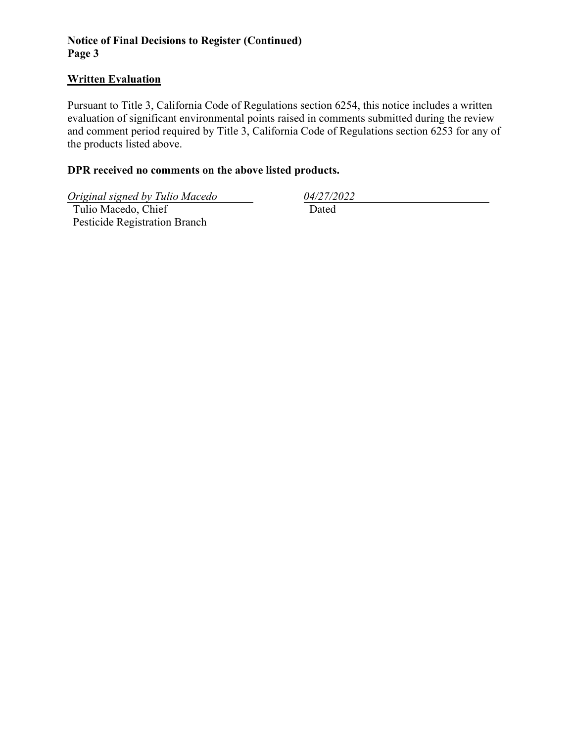**Notice of Final Decisions to Register (Continued)**
**Page 3**

## Written Evaluation

Pursuant to Title 3, California Code of Regulations section 6254, this notice includes a written evaluation of significant environmental points raised in comments submitted during the review and comment period required by Title 3, California Code of Regulations section 6253 for any of the products listed above.

**DPR received no comments on the above listed products.**

*Original signed by Tulio Macedo*
Tulio Macedo, Chief
Pesticide Registration Branch

*04/27/2022*
Dated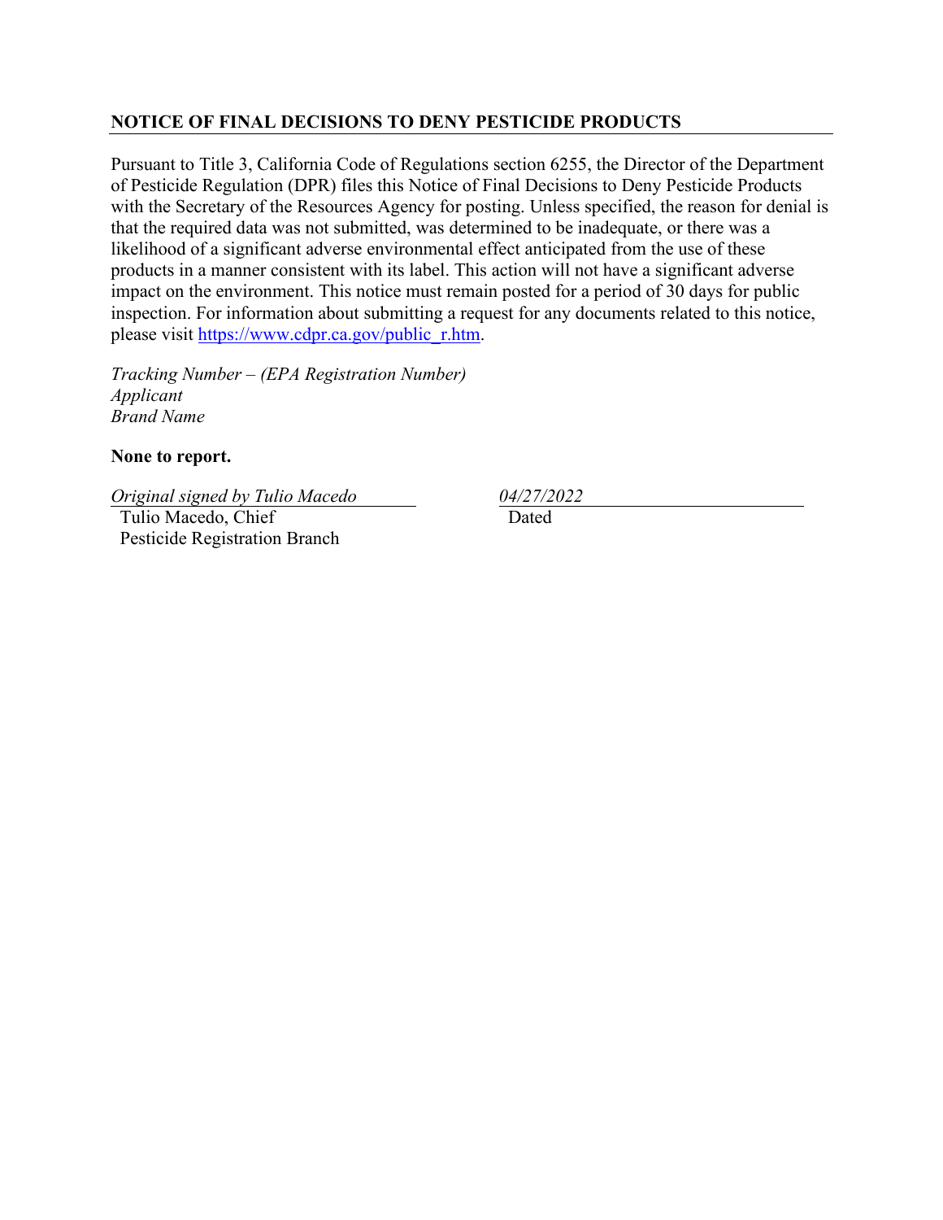## NOTICE OF FINAL DECISIONS TO DENY PESTICIDE PRODUCTS

Pursuant to Title 3, California Code of Regulations section 6255, the Director of the Department of Pesticide Regulation (DPR) files this Notice of Final Decisions to Deny Pesticide Products with the Secretary of the Resources Agency for posting. Unless specified, the reason for denial is that the required data was not submitted, was determined to be inadequate, or there was a likelihood of a significant adverse environmental effect anticipated from the use of these products in a manner consistent with its label. This action will not have a significant adverse impact on the environment. This notice must remain posted for a period of 30 days for public inspection. For information about submitting a request for any documents related to this notice, please visit https://www.cdpr.ca.gov/public_r.htm.

*Tracking Number – (EPA Registration Number)*
*Applicant*
*Brand Name*

**None to report.**

*Original signed by Tulio Macedo*
Tulio Macedo, Chief
Pesticide Registration Branch

*04/27/2022*
Dated